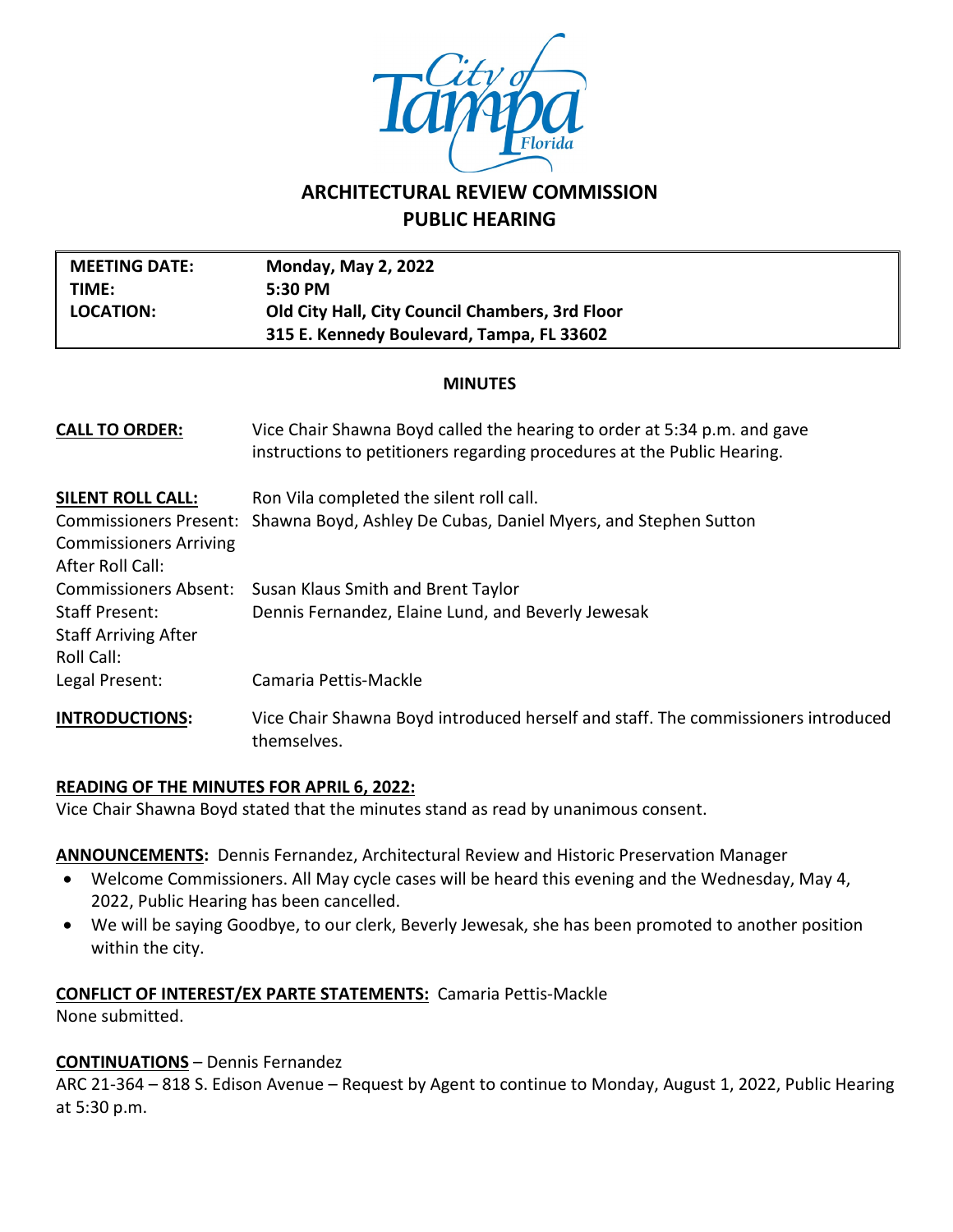# ARCHITECTURAL REVIEW COMMISSION
## PUBLIC HEARING

| | |
|---|---|
| **MEETING DATE:** | **Monday, May 2, 2022** |
| **TIME:** | **5:30 PM** |
| **LOCATION:** | **Old City Hall, City Council Chambers, 3rd Floor** |
| | **315 E. Kennedy Boulevard, Tampa, FL 33602** |

**MINUTES**

| | |
|---|---|
| **CALL TO ORDER:** | Vice Chair Shawna Boyd called the hearing to order at 5:34 p.m. and gave instructions to petitioners regarding procedures at the Public Hearing. |
| **SILENT ROLL CALL:** | Ron Vila completed the silent roll call. |
| Commissioners Present: | Shawna Boyd, Ashley De Cubas, Daniel Myers, and Stephen Sutton |
| Commissioners Arriving After Roll Call: | |
| Commissioners Absent: | Susan Klaus Smith and Brent Taylor |
| Staff Present: | Dennis Fernandez, Elaine Lund, and Beverly Jewesak |
| Staff Arriving After Roll Call: | |
| Legal Present: | Camaria Pettis-Mackle |
| **INTRODUCTIONS:** | Vice Chair Shawna Boyd introduced herself and staff. The commissioners introduced themselves. |

**READING OF THE MINUTES FOR APRIL 6, 2022:**
Vice Chair Shawna Boyd stated that the minutes stand as read by unanimous consent.

**ANNOUNCEMENTS:** Dennis Fernandez, Architectural Review and Historic Preservation Manager

- Welcome Commissioners. All May cycle cases will be heard this evening and the Wednesday, May 4, 2022, Public Hearing has been cancelled.
- We will be saying Goodbye, to our clerk, Beverly Jewesak, she has been promoted to another position within the city.

**CONFLICT OF INTEREST/EX PARTE STATEMENTS:** Camaria Pettis-Mackle
None submitted.

**CONTINUATIONS** – Dennis Fernandez
ARC 21-364 – 818 S. Edison Avenue – Request by Agent to continue to Monday, August 1, 2022, Public Hearing at 5:30 p.m.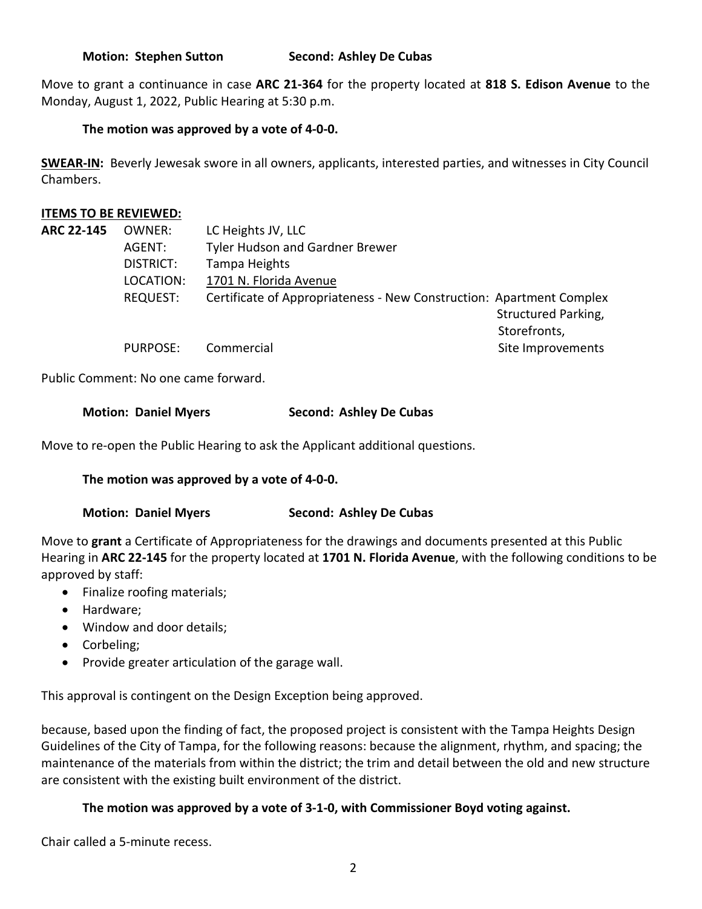**Motion: Stephen Sutton Second: Ashley De Cubas**

Move to grant a continuance in case **ARC 21-364** for the property located at **818 S. Edison Avenue** to the Monday, August 1, 2022, Public Hearing at 5:30 p.m.

**The motion was approved by a vote of 4-0-0.**

**SWEAR-IN:** Beverly Jewesak swore in all owners, applicants, interested parties, and witnesses in City Council Chambers.

**ITEMS TO BE REVIEWED:**

| **ARC 22-145** | OWNER: | LC Heights JV, LLC |
|---|---|---|
| | AGENT: | Tyler Hudson and Gardner Brewer |
| | DISTRICT: | Tampa Heights |
| | LOCATION: | 1701 N. Florida Avenue |
| | REQUEST: | Certificate of Appropriateness - New Construction: Apartment Complex, Structured Parking, Storefronts, Site Improvements |
| | PURPOSE: | Commercial |

Public Comment: No one came forward.

**Motion: Daniel Myers Second: Ashley De Cubas**

Move to re-open the Public Hearing to ask the Applicant additional questions.

**The motion was approved by a vote of 4-0-0.**

**Motion: Daniel Myers Second: Ashley De Cubas**

Move to **grant** a Certificate of Appropriateness for the drawings and documents presented at this Public Hearing in **ARC 22-145** for the property located at **1701 N. Florida Avenue**, with the following conditions to be approved by staff:

- Finalize roofing materials;
- Hardware;
- Window and door details;
- Corbeling;
- Provide greater articulation of the garage wall.

This approval is contingent on the Design Exception being approved.

because, based upon the finding of fact, the proposed project is consistent with the Tampa Heights Design Guidelines of the City of Tampa, for the following reasons: because the alignment, rhythm, and spacing; the maintenance of the materials from within the district; the trim and detail between the old and new structure are consistent with the existing built environment of the district.

**The motion was approved by a vote of 3-1-0, with Commissioner Boyd voting against.**

Chair called a 5-minute recess.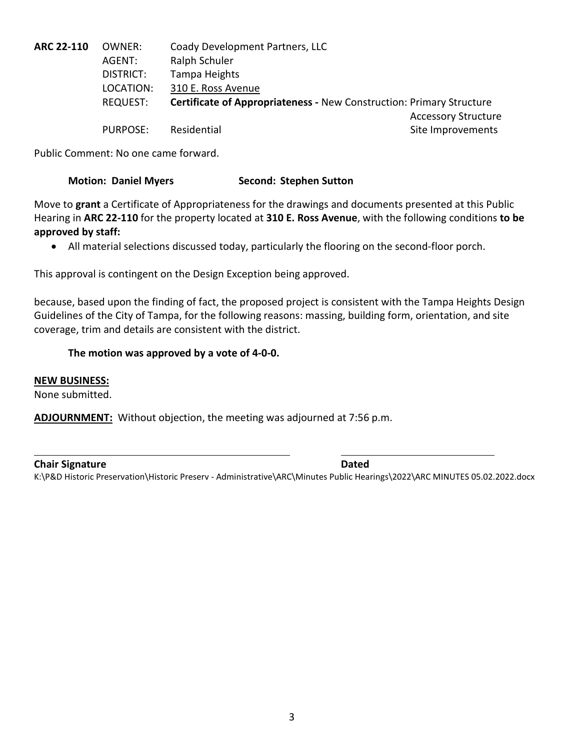**ARC 22-110**

| | |
|---|---|
| OWNER: | Coady Development Partners, LLC |
| AGENT: | Ralph Schuler |
| DISTRICT: | Tampa Heights |
| LOCATION: | 310 E. Ross Avenue |
| REQUEST: | **Certificate of Appropriateness -** New Construction: Primary Structure, Accessory Structure, Site Improvements |
| PURPOSE: | Residential |

Public Comment: No one came forward.

**Motion: Daniel Myers** **Second: Stephen Sutton**

Move to **grant** a Certificate of Appropriateness for the drawings and documents presented at this Public Hearing in **ARC 22-110** for the property located at **310 E. Ross Avenue**, with the following conditions **to be approved by staff:**

- All material selections discussed today, particularly the flooring on the second-floor porch.

This approval is contingent on the Design Exception being approved.

because, based upon the finding of fact, the proposed project is consistent with the Tampa Heights Design Guidelines of the City of Tampa, for the following reasons: massing, building form, orientation, and site coverage, trim and details are consistent with the district.

**The motion was approved by a vote of 4-0-0.**

**NEW BUSINESS:**

None submitted.

**ADJOURNMENT:** Without objection, the meeting was adjourned at 7:56 p.m.

**Chair Signature** **Dated**

K:\P&D Historic Preservation\Historic Preserv - Administrative\ARC\Minutes Public Hearings\2022\ARC MINUTES 05.02.2022.docx